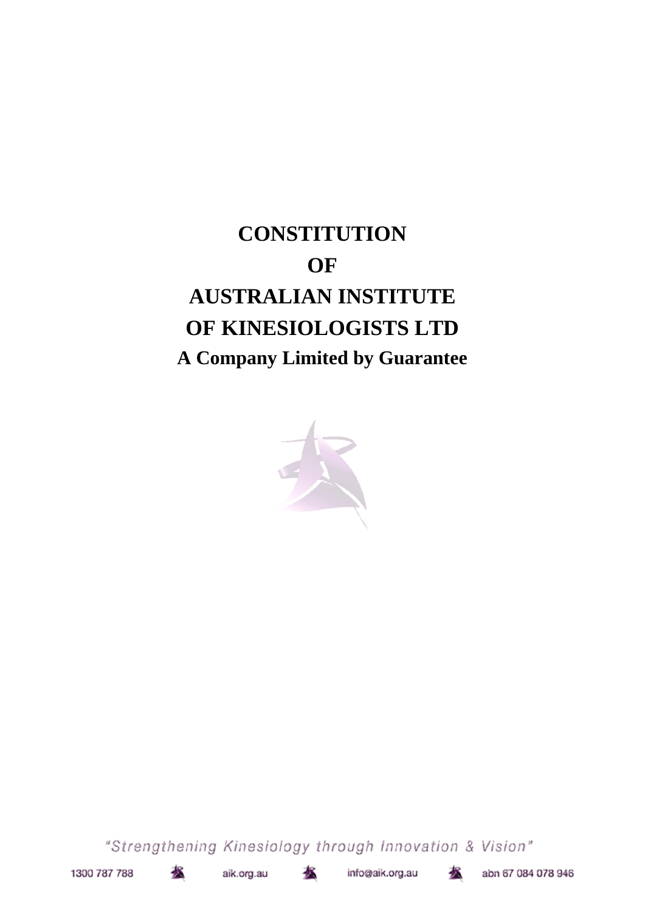# CONSTITUTION

# OF

# AUSTRALIAN INSTITUTE OF KINESIOLOGISTS LTD

**A Company Limited by Guarantee**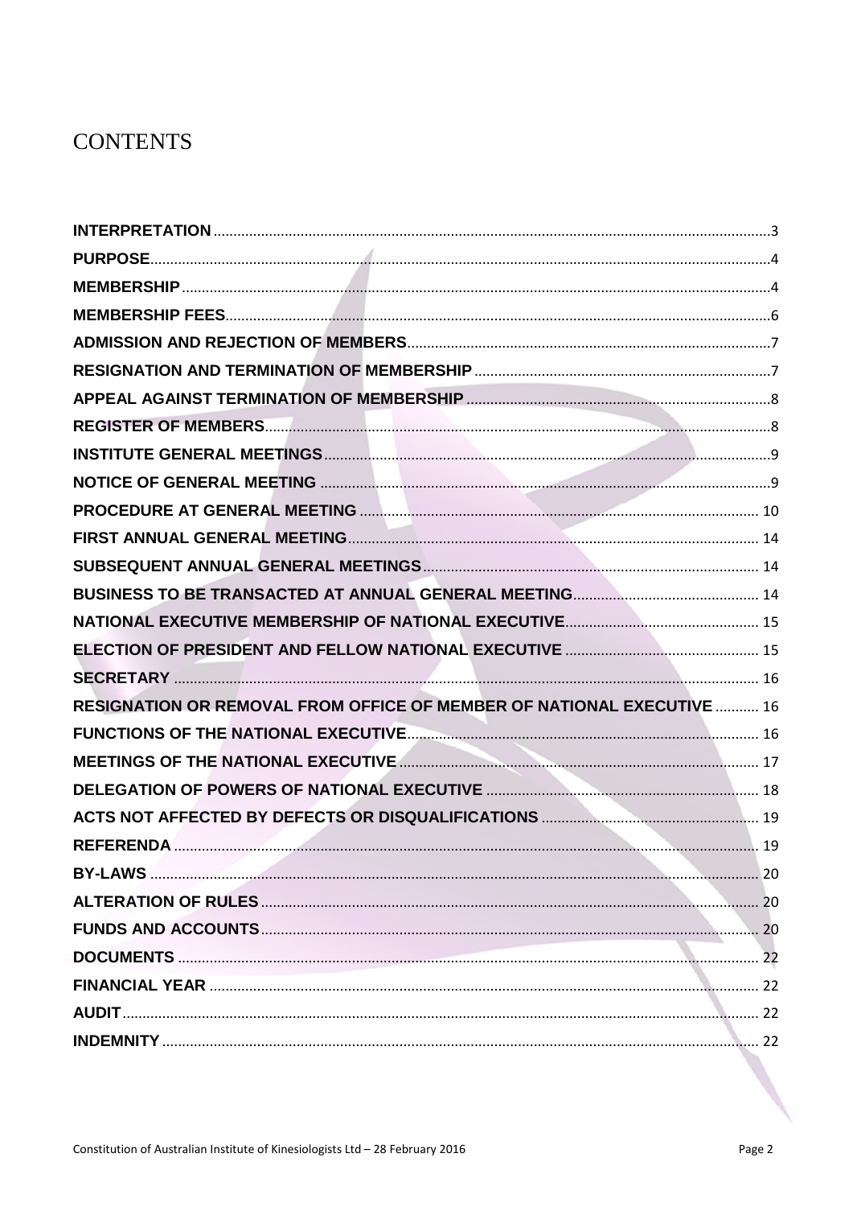# CONTENTS

| | |
|---|---|
| **INTERPRETATION** | 3 |
| **PURPOSE** | 4 |
| **MEMBERSHIP** | 4 |
| **MEMBERSHIP FEES** | 6 |
| **ADMISSION AND REJECTION OF MEMBERS** | 7 |
| **RESIGNATION AND TERMINATION OF MEMBERSHIP** | 7 |
| **APPEAL AGAINST TERMINATION OF MEMBERSHIP** | 8 |
| **REGISTER OF MEMBERS** | 8 |
| **INSTITUTE GENERAL MEETINGS** | 9 |
| **NOTICE OF GENERAL MEETING** | 9 |
| **PROCEDURE AT GENERAL MEETING** | 10 |
| **FIRST ANNUAL GENERAL MEETING** | 14 |
| **SUBSEQUENT ANNUAL GENERAL MEETINGS** | 14 |
| **BUSINESS TO BE TRANSACTED AT ANNUAL GENERAL MEETING** | 14 |
| **NATIONAL EXECUTIVE MEMBERSHIP OF NATIONAL EXECUTIVE** | 15 |
| **ELECTION OF PRESIDENT AND FELLOW NATIONAL EXECUTIVE** | 15 |
| **SECRETARY** | 16 |
| **RESIGNATION OR REMOVAL FROM OFFICE OF MEMBER OF NATIONAL EXECUTIVE** | 16 |
| **FUNCTIONS OF THE NATIONAL EXECUTIVE** | 16 |
| **MEETINGS OF THE NATIONAL EXECUTIVE** | 17 |
| **DELEGATION OF POWERS OF NATIONAL EXECUTIVE** | 18 |
| **ACTS NOT AFFECTED BY DEFECTS OR DISQUALIFICATIONS** | 19 |
| **REFERENDA** | 19 |
| **BY-LAWS** | 20 |
| **ALTERATION OF RULES** | 20 |
| **FUNDS AND ACCOUNTS** | 20 |
| **DOCUMENTS** | 22 |
| **FINANCIAL YEAR** | 22 |
| **AUDIT** | 22 |
| **INDEMNITY** | 22 |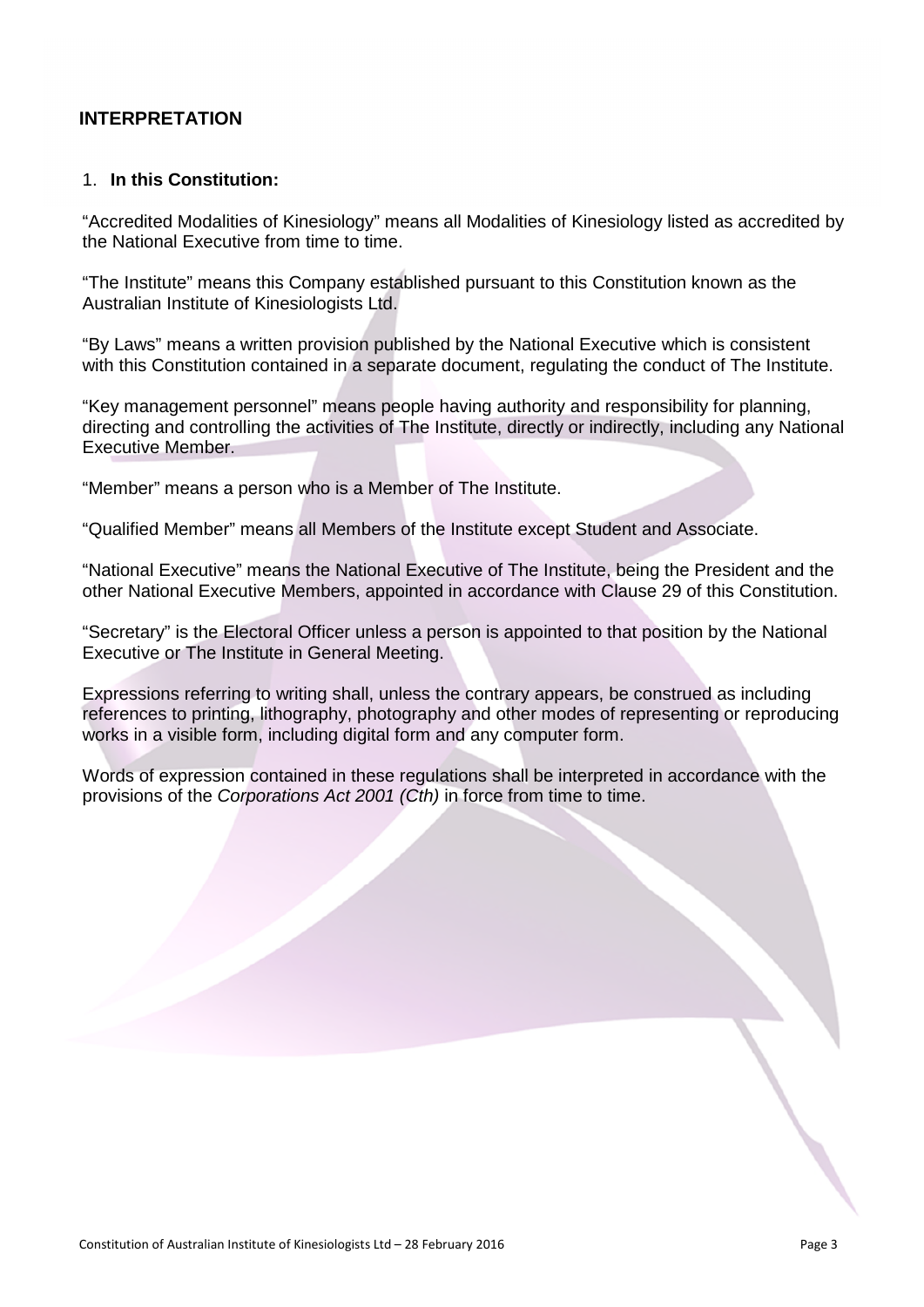## INTERPRETATION

1. **In this Constitution:**

"Accredited Modalities of Kinesiology" means all Modalities of Kinesiology listed as accredited by the National Executive from time to time.

"The Institute" means this Company established pursuant to this Constitution known as the Australian Institute of Kinesiologists Ltd.

"By Laws" means a written provision published by the National Executive which is consistent with this Constitution contained in a separate document, regulating the conduct of The Institute.

"Key management personnel" means people having authority and responsibility for planning, directing and controlling the activities of The Institute, directly or indirectly, including any National Executive Member.

"Member" means a person who is a Member of The Institute.

"Qualified Member" means all Members of the Institute except Student and Associate.

"National Executive" means the National Executive of The Institute, being the President and the other National Executive Members, appointed in accordance with Clause 29 of this Constitution.

"Secretary" is the Electoral Officer unless a person is appointed to that position by the National Executive or The Institute in General Meeting.

Expressions referring to writing shall, unless the contrary appears, be construed as including references to printing, lithography, photography and other modes of representing or reproducing works in a visible form, including digital form and any computer form.

Words of expression contained in these regulations shall be interpreted in accordance with the provisions of the *Corporations Act 2001 (Cth)* in force from time to time.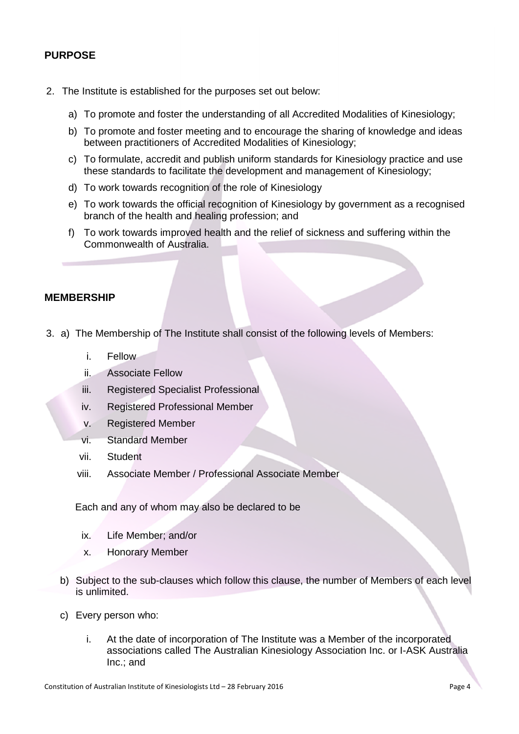## PURPOSE

2. The Institute is established for the purposes set out below:

   a) To promote and foster the understanding of all Accredited Modalities of Kinesiology;

   b) To promote and foster meeting and to encourage the sharing of knowledge and ideas between practitioners of Accredited Modalities of Kinesiology;

   c) To formulate, accredit and publish uniform standards for Kinesiology practice and use these standards to facilitate the development and management of Kinesiology;

   d) To work towards recognition of the role of Kinesiology

   e) To work towards the official recognition of Kinesiology by government as a recognised branch of the health and healing profession; and

   f) To work towards improved health and the relief of sickness and suffering within the Commonwealth of Australia.

## MEMBERSHIP

3. a) The Membership of The Institute shall consist of the following levels of Members:

      i. Fellow
      ii. Associate Fellow
      iii. Registered Specialist Professional
      iv. Registered Professional Member
      v. Registered Member
      vi. Standard Member
      vii. Student
      viii. Associate Member / Professional Associate Member

   Each and any of whom may also be declared to be

      ix. Life Member; and/or
      x. Honorary Member

   b) Subject to the sub-clauses which follow this clause, the number of Members of each level is unlimited.

   c) Every person who:

      i. At the date of incorporation of The Institute was a Member of the incorporated associations called The Australian Kinesiology Association Inc. or I-ASK Australia Inc.; and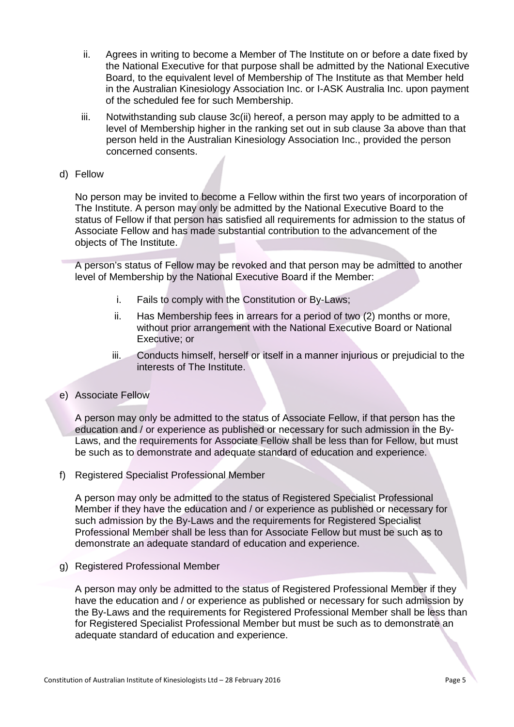ii. Agrees in writing to become a Member of The Institute on or before a date fixed by the National Executive for that purpose shall be admitted by the National Executive Board, to the equivalent level of Membership of The Institute as that Member held in the Australian Kinesiology Association Inc. or I-ASK Australia Inc. upon payment of the scheduled fee for such Membership.

iii. Notwithstanding sub clause 3c(ii) hereof, a person may apply to be admitted to a level of Membership higher in the ranking set out in sub clause 3a above than that person held in the Australian Kinesiology Association Inc., provided the person concerned consents.

d) Fellow

No person may be invited to become a Fellow within the first two years of incorporation of The Institute. A person may only be admitted by the National Executive Board to the status of Fellow if that person has satisfied all requirements for admission to the status of Associate Fellow and has made substantial contribution to the advancement of the objects of The Institute.

A person's status of Fellow may be revoked and that person may be admitted to another level of Membership by the National Executive Board if the Member:

i. Fails to comply with the Constitution or By-Laws;

ii. Has Membership fees in arrears for a period of two (2) months or more, without prior arrangement with the National Executive Board or National Executive; or

iii. Conducts himself, herself or itself in a manner injurious or prejudicial to the interests of The Institute.

e) Associate Fellow

A person may only be admitted to the status of Associate Fellow, if that person has the education and / or experience as published or necessary for such admission in the By-Laws, and the requirements for Associate Fellow shall be less than for Fellow, but must be such as to demonstrate and adequate standard of education and experience.

f) Registered Specialist Professional Member

A person may only be admitted to the status of Registered Specialist Professional Member if they have the education and / or experience as published or necessary for such admission by the By-Laws and the requirements for Registered Specialist Professional Member shall be less than for Associate Fellow but must be such as to demonstrate an adequate standard of education and experience.

g) Registered Professional Member

A person may only be admitted to the status of Registered Professional Member if they have the education and / or experience as published or necessary for such admission by the By-Laws and the requirements for Registered Professional Member shall be less than for Registered Specialist Professional Member but must be such as to demonstrate an adequate standard of education and experience.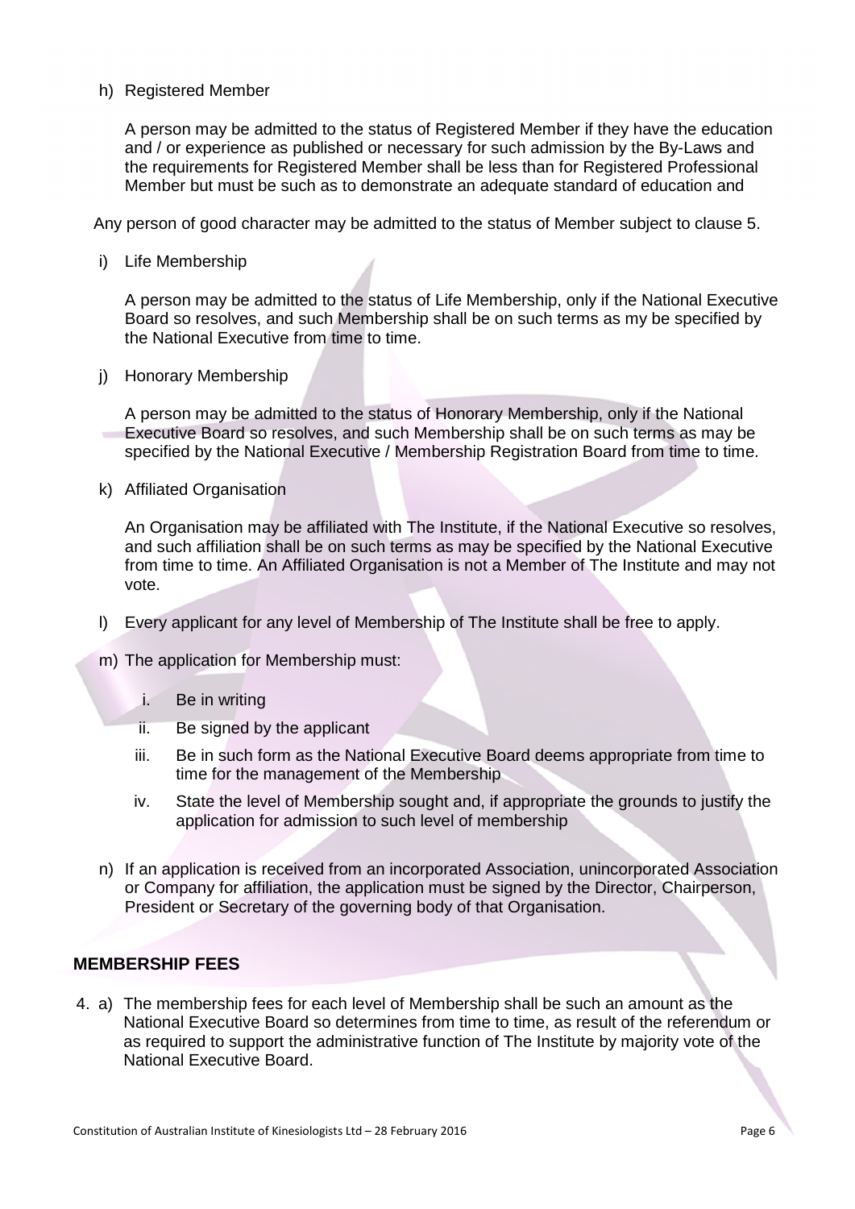h) Registered Member

A person may be admitted to the status of Registered Member if they have the education and / or experience as published or necessary for such admission by the By-Laws and the requirements for Registered Member shall be less than for Registered Professional Member but must be such as to demonstrate an adequate standard of education and

Any person of good character may be admitted to the status of Member subject to clause 5.

i) Life Membership

A person may be admitted to the status of Life Membership, only if the National Executive Board so resolves, and such Membership shall be on such terms as my be specified by the National Executive from time to time.

j) Honorary Membership

A person may be admitted to the status of Honorary Membership, only if the National Executive Board so resolves, and such Membership shall be on such terms as may be specified by the National Executive / Membership Registration Board from time to time.

k) Affiliated Organisation

An Organisation may be affiliated with The Institute, if the National Executive so resolves, and such affiliation shall be on such terms as may be specified by the National Executive from time to time. An Affiliated Organisation is not a Member of The Institute and may not vote.

l) Every applicant for any level of Membership of The Institute shall be free to apply.

m) The application for Membership must:

  i. Be in writing
  ii. Be signed by the applicant
  iii. Be in such form as the National Executive Board deems appropriate from time to time for the management of the Membership
  iv. State the level of Membership sought and, if appropriate the grounds to justify the application for admission to such level of membership

n) If an application is received from an incorporated Association, unincorporated Association or Company for affiliation, the application must be signed by the Director, Chairperson, President or Secretary of the governing body of that Organisation.

## MEMBERSHIP FEES

4. a) The membership fees for each level of Membership shall be such an amount as the National Executive Board so determines from time to time, as result of the referendum or as required to support the administrative function of The Institute by majority vote of the National Executive Board.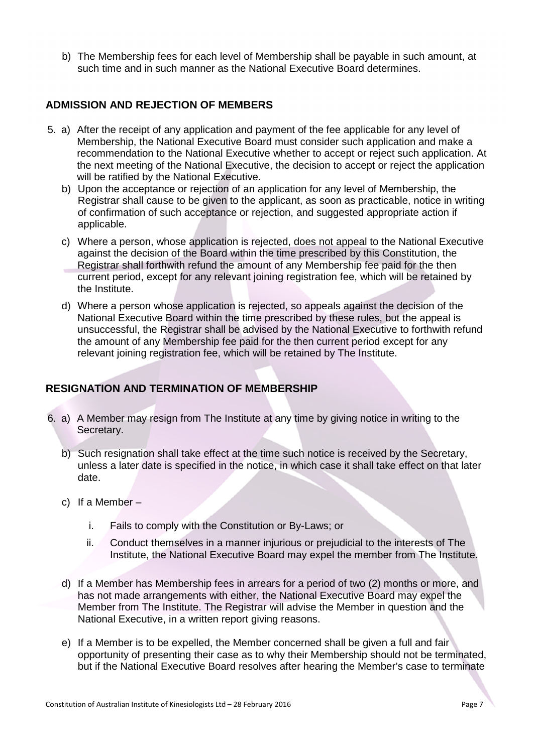b) The Membership fees for each level of Membership shall be payable in such amount, at such time and in such manner as the National Executive Board determines.

## ADMISSION AND REJECTION OF MEMBERS

5. a) After the receipt of any application and payment of the fee applicable for any level of Membership, the National Executive Board must consider such application and make a recommendation to the National Executive whether to accept or reject such application. At the next meeting of the National Executive, the decision to accept or reject the application will be ratified by the National Executive.

   b) Upon the acceptance or rejection of an application for any level of Membership, the Registrar shall cause to be given to the applicant, as soon as practicable, notice in writing of confirmation of such acceptance or rejection, and suggested appropriate action if applicable.

   c) Where a person, whose application is rejected, does not appeal to the National Executive against the decision of the Board within the time prescribed by this Constitution, the Registrar shall forthwith refund the amount of any Membership fee paid for the then current period, except for any relevant joining registration fee, which will be retained by the Institute.

   d) Where a person whose application is rejected, so appeals against the decision of the National Executive Board within the time prescribed by these rules, but the appeal is unsuccessful, the Registrar shall be advised by the National Executive to forthwith refund the amount of any Membership fee paid for the then current period except for any relevant joining registration fee, which will be retained by The Institute.

## RESIGNATION AND TERMINATION OF MEMBERSHIP

6. a) A Member may resign from The Institute at any time by giving notice in writing to the Secretary.

   b) Such resignation shall take effect at the time such notice is received by the Secretary, unless a later date is specified in the notice, in which case it shall take effect on that later date.

   c) If a Member –

      i. Fails to comply with the Constitution or By-Laws; or

      ii. Conduct themselves in a manner injurious or prejudicial to the interests of The Institute, the National Executive Board may expel the member from The Institute.

   d) If a Member has Membership fees in arrears for a period of two (2) months or more, and has not made arrangements with either, the National Executive Board may expel the Member from The Institute. The Registrar will advise the Member in question and the National Executive, in a written report giving reasons.

   e) If a Member is to be expelled, the Member concerned shall be given a full and fair opportunity of presenting their case as to why their Membership should not be terminated, but if the National Executive Board resolves after hearing the Member's case to terminate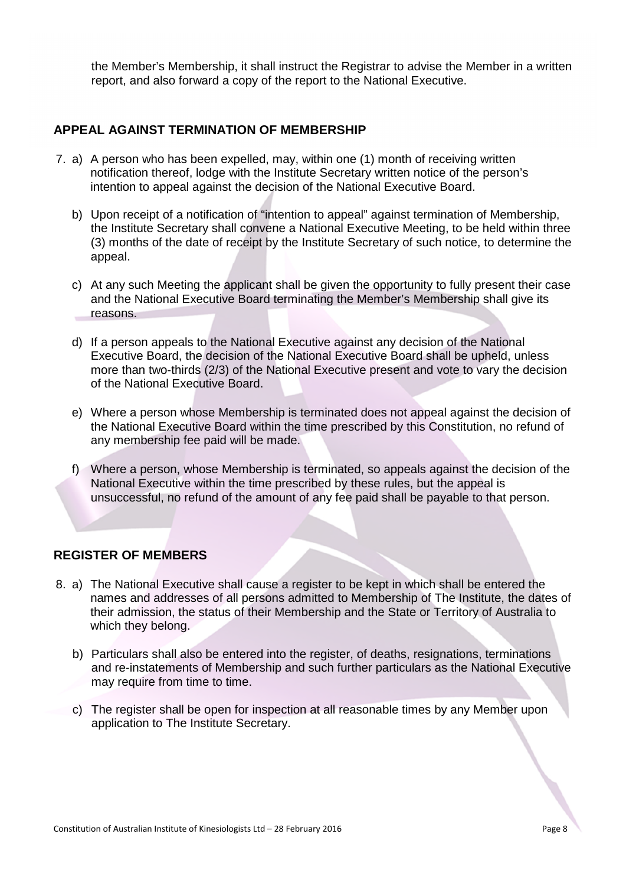the Member's Membership, it shall instruct the Registrar to advise the Member in a written report, and also forward a copy of the report to the National Executive.

## APPEAL AGAINST TERMINATION OF MEMBERSHIP

7. a) A person who has been expelled, may, within one (1) month of receiving written notification thereof, lodge with the Institute Secretary written notice of the person's intention to appeal against the decision of the National Executive Board.

   b) Upon receipt of a notification of "intention to appeal" against termination of Membership, the Institute Secretary shall convene a National Executive Meeting, to be held within three (3) months of the date of receipt by the Institute Secretary of such notice, to determine the appeal.

   c) At any such Meeting the applicant shall be given the opportunity to fully present their case and the National Executive Board terminating the Member's Membership shall give its reasons.

   d) If a person appeals to the National Executive against any decision of the National Executive Board, the decision of the National Executive Board shall be upheld, unless more than two-thirds (2/3) of the National Executive present and vote to vary the decision of the National Executive Board.

   e) Where a person whose Membership is terminated does not appeal against the decision of the National Executive Board within the time prescribed by this Constitution, no refund of any membership fee paid will be made.

   f) Where a person, whose Membership is terminated, so appeals against the decision of the National Executive within the time prescribed by these rules, but the appeal is unsuccessful, no refund of the amount of any fee paid shall be payable to that person.

## REGISTER OF MEMBERS

8. a) The National Executive shall cause a register to be kept in which shall be entered the names and addresses of all persons admitted to Membership of The Institute, the dates of their admission, the status of their Membership and the State or Territory of Australia to which they belong.

   b) Particulars shall also be entered into the register, of deaths, resignations, terminations and re-instatements of Membership and such further particulars as the National Executive may require from time to time.

   c) The register shall be open for inspection at all reasonable times by any Member upon application to The Institute Secretary.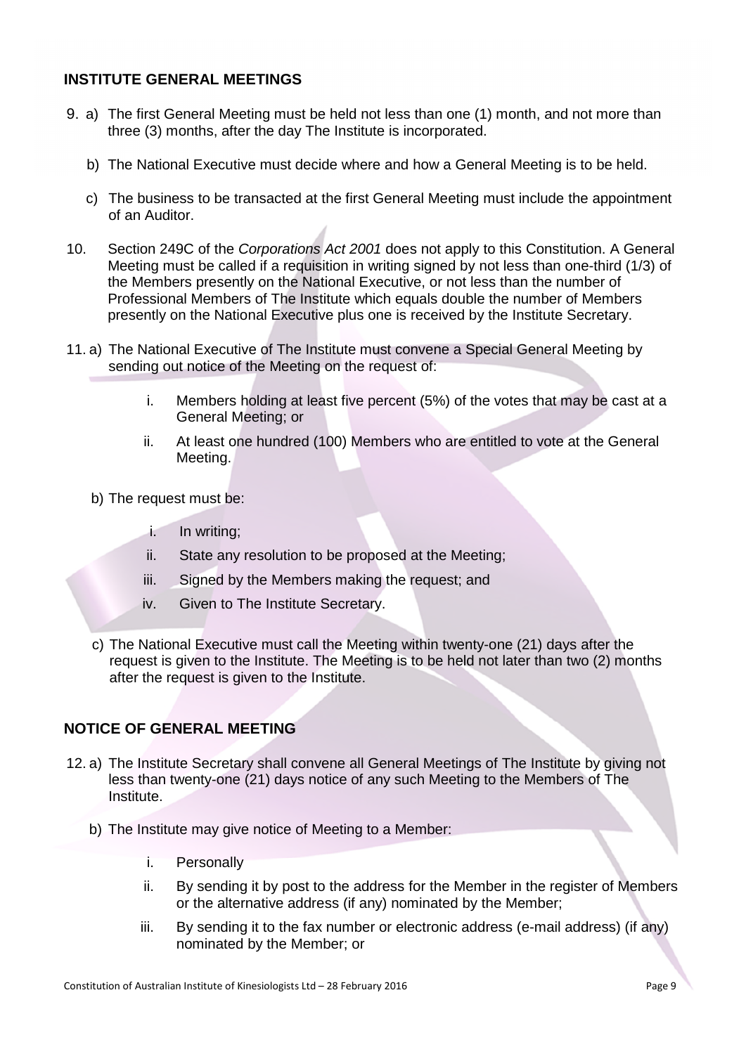## INSTITUTE GENERAL MEETINGS

9. a) The first General Meeting must be held not less than one (1) month, and not more than three (3) months, after the day The Institute is incorporated.

   b) The National Executive must decide where and how a General Meeting is to be held.

   c) The business to be transacted at the first General Meeting must include the appointment of an Auditor.

10. Section 249C of the *Corporations Act 2001* does not apply to this Constitution. A General Meeting must be called if a requisition in writing signed by not less than one-third (1/3) of the Members presently on the National Executive, or not less than the number of Professional Members of The Institute which equals double the number of Members presently on the National Executive plus one is received by the Institute Secretary.

11. a) The National Executive of The Institute must convene a Special General Meeting by sending out notice of the Meeting on the request of:

      i. Members holding at least five percent (5%) of the votes that may be cast at a General Meeting; or

      ii. At least one hundred (100) Members who are entitled to vote at the General Meeting.

    b) The request must be:

      i. In writing;

      ii. State any resolution to be proposed at the Meeting;

      iii. Signed by the Members making the request; and

      iv. Given to The Institute Secretary.

    c) The National Executive must call the Meeting within twenty-one (21) days after the request is given to the Institute. The Meeting is to be held not later than two (2) months after the request is given to the Institute.

## NOTICE OF GENERAL MEETING

12. a) The Institute Secretary shall convene all General Meetings of The Institute by giving not less than twenty-one (21) days notice of any such Meeting to the Members of The Institute.

    b) The Institute may give notice of Meeting to a Member:

      i. Personally

      ii. By sending it by post to the address for the Member in the register of Members or the alternative address (if any) nominated by the Member;

      iii. By sending it to the fax number or electronic address (e-mail address) (if any) nominated by the Member; or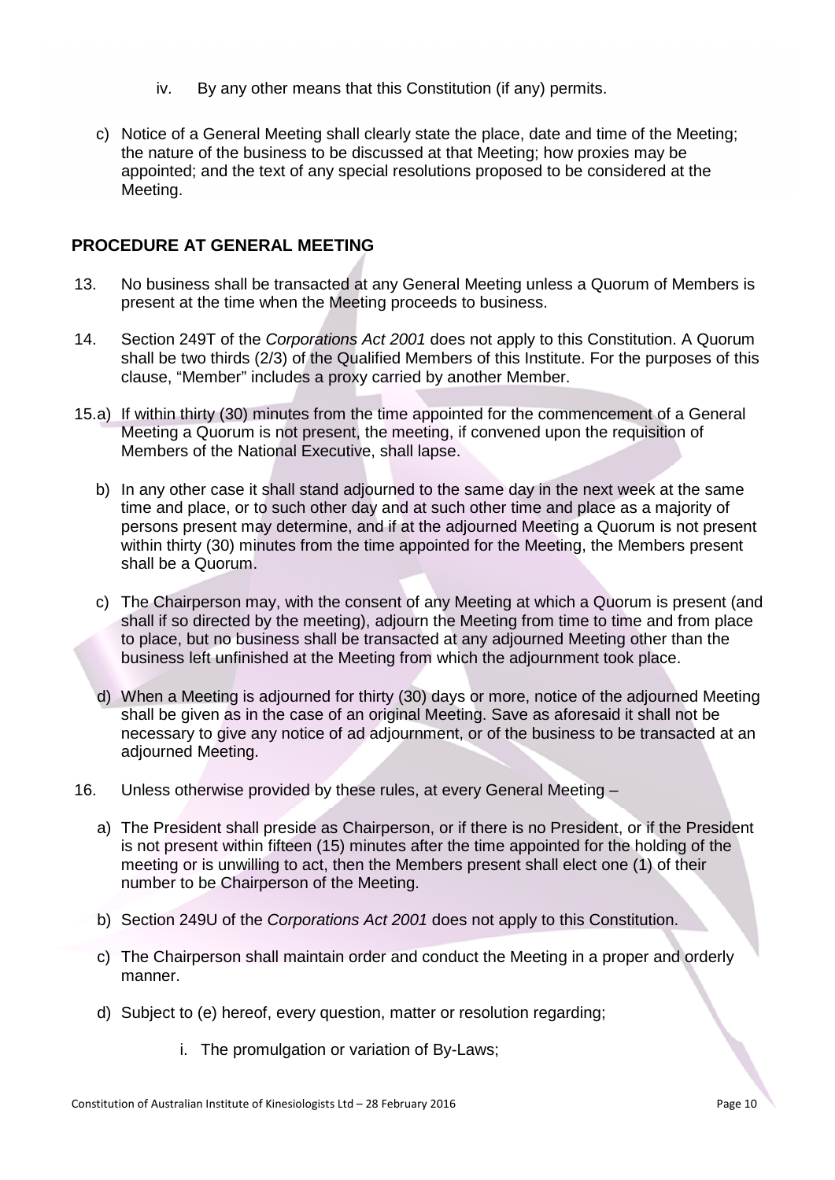iv. By any other means that this Constitution (if any) permits.

c) Notice of a General Meeting shall clearly state the place, date and time of the Meeting; the nature of the business to be discussed at that Meeting; how proxies may be appointed; and the text of any special resolutions proposed to be considered at the Meeting.

## PROCEDURE AT GENERAL MEETING

13. No business shall be transacted at any General Meeting unless a Quorum of Members is present at the time when the Meeting proceeds to business.

14. Section 249T of the *Corporations Act 2001* does not apply to this Constitution. A Quorum shall be two thirds (2/3) of the Qualified Members of this Institute. For the purposes of this clause, "Member" includes a proxy carried by another Member.

15.a) If within thirty (30) minutes from the time appointed for the commencement of a General Meeting a Quorum is not present, the meeting, if convened upon the requisition of Members of the National Executive, shall lapse.

b) In any other case it shall stand adjourned to the same day in the next week at the same time and place, or to such other day and at such other time and place as a majority of persons present may determine, and if at the adjourned Meeting a Quorum is not present within thirty (30) minutes from the time appointed for the Meeting, the Members present shall be a Quorum.

c) The Chairperson may, with the consent of any Meeting at which a Quorum is present (and shall if so directed by the meeting), adjourn the Meeting from time to time and from place to place, but no business shall be transacted at any adjourned Meeting other than the business left unfinished at the Meeting from which the adjournment took place.

d) When a Meeting is adjourned for thirty (30) days or more, notice of the adjourned Meeting shall be given as in the case of an original Meeting. Save as aforesaid it shall not be necessary to give any notice of ad adjournment, or of the business to be transacted at an adjourned Meeting.

16. Unless otherwise provided by these rules, at every General Meeting –

a) The President shall preside as Chairperson, or if there is no President, or if the President is not present within fifteen (15) minutes after the time appointed for the holding of the meeting or is unwilling to act, then the Members present shall elect one (1) of their number to be Chairperson of the Meeting.

b) Section 249U of the *Corporations Act 2001* does not apply to this Constitution.

c) The Chairperson shall maintain order and conduct the Meeting in a proper and orderly manner.

d) Subject to (e) hereof, every question, matter or resolution regarding;

i. The promulgation or variation of By-Laws;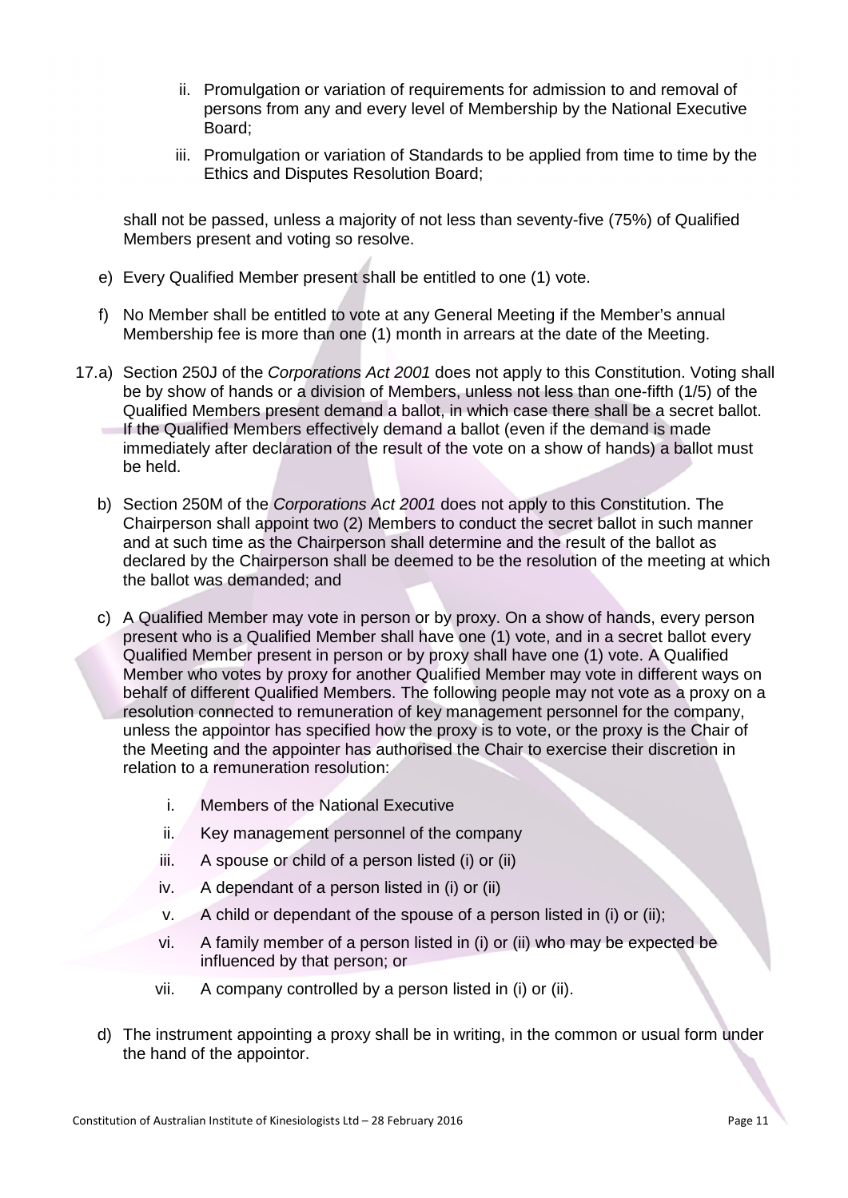ii. Promulgation or variation of requirements for admission to and removal of persons from any and every level of Membership by the National Executive Board;

iii. Promulgation or variation of Standards to be applied from time to time by the Ethics and Disputes Resolution Board;

shall not be passed, unless a majority of not less than seventy-five (75%) of Qualified Members present and voting so resolve.

e) Every Qualified Member present shall be entitled to one (1) vote.

f) No Member shall be entitled to vote at any General Meeting if the Member's annual Membership fee is more than one (1) month in arrears at the date of the Meeting.

17.a) Section 250J of the *Corporations Act 2001* does not apply to this Constitution. Voting shall be by show of hands or a division of Members, unless not less than one-fifth (1/5) of the Qualified Members present demand a ballot, in which case there shall be a secret ballot. If the Qualified Members effectively demand a ballot (even if the demand is made immediately after declaration of the result of the vote on a show of hands) a ballot must be held.

b) Section 250M of the *Corporations Act 2001* does not apply to this Constitution. The Chairperson shall appoint two (2) Members to conduct the secret ballot in such manner and at such time as the Chairperson shall determine and the result of the ballot as declared by the Chairperson shall be deemed to be the resolution of the meeting at which the ballot was demanded; and

c) A Qualified Member may vote in person or by proxy. On a show of hands, every person present who is a Qualified Member shall have one (1) vote, and in a secret ballot every Qualified Member present in person or by proxy shall have one (1) vote. A Qualified Member who votes by proxy for another Qualified Member may vote in different ways on behalf of different Qualified Members. The following people may not vote as a proxy on a resolution connected to remuneration of key management personnel for the company, unless the appointor has specified how the proxy is to vote, or the proxy is the Chair of the Meeting and the appointer has authorised the Chair to exercise their discretion in relation to a remuneration resolution:

i. Members of the National Executive

ii. Key management personnel of the company

iii. A spouse or child of a person listed (i) or (ii)

iv. A dependant of a person listed in (i) or (ii)

v. A child or dependant of the spouse of a person listed in (i) or (ii);

vi. A family member of a person listed in (i) or (ii) who may be expected be influenced by that person; or

vii. A company controlled by a person listed in (i) or (ii).

d) The instrument appointing a proxy shall be in writing, in the common or usual form under the hand of the appointor.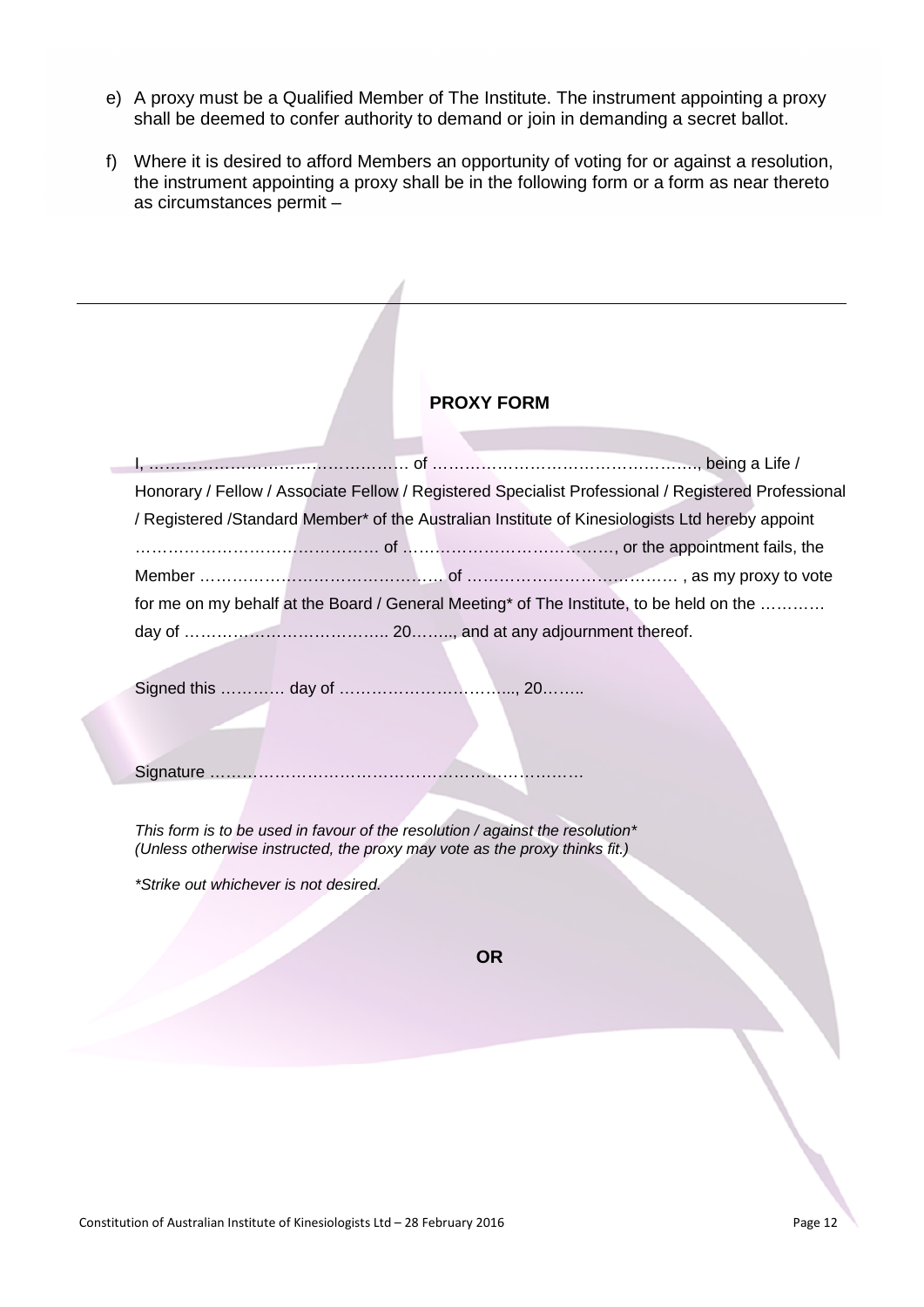e) A proxy must be a Qualified Member of The Institute. The instrument appointing a proxy shall be deemed to confer authority to demand or join in demanding a secret ballot.

f) Where it is desired to afford Members an opportunity of voting for or against a resolution, the instrument appointing a proxy shall be in the following form or a form as near thereto as circumstances permit –

---

**PROXY FORM**

I, ………………………………………… of ………………………………………….., being a Life / Honorary / Fellow / Associate Fellow / Registered Specialist Professional / Registered Professional / Registered /Standard Member* of the Australian Institute of Kinesiologists Ltd hereby appoint ……………………………………… of …………………………………, or the appointment fails, the Member ………………………………………. of ………………………………… , as my proxy to vote for me on my behalf at the Board / General Meeting* of The Institute, to be held on the ………… day of ……………………………….. 20…….., and at any adjournment thereof.

Signed this ………… day of …………………………..., 20……..

Signature ……………………………………………………………

*This form is to be used in favour of the resolution / against the resolution**
*(Unless otherwise instructed, the proxy may vote as the proxy thinks fit.)*

**Strike out whichever is not desired.*

**OR**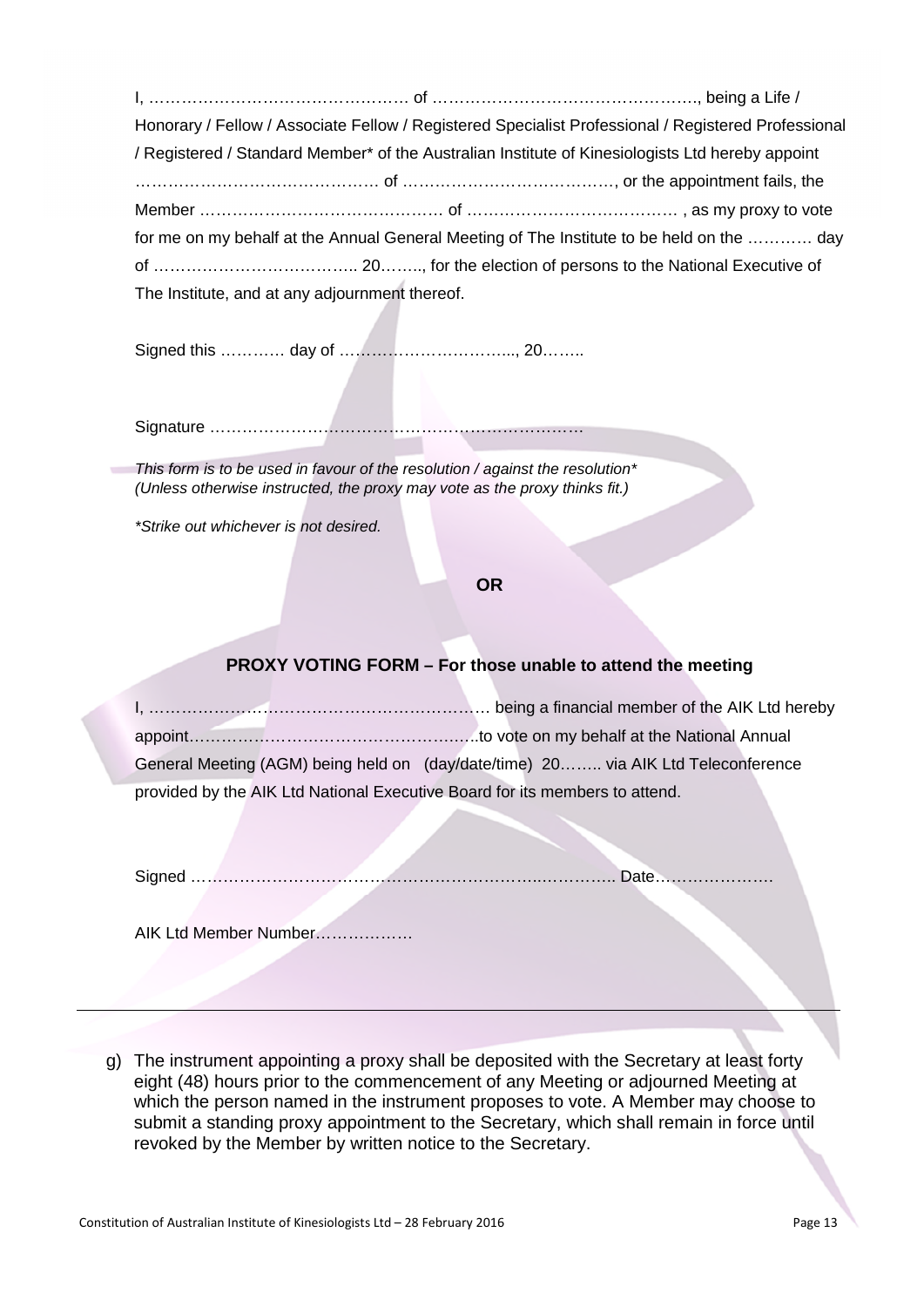I, ………………………………………… of ……………………………………………, being a Life / Honorary / Fellow / Associate Fellow / Registered Specialist Professional / Registered Professional / Registered / Standard Member* of the Australian Institute of Kinesiologists Ltd hereby appoint ……………………………………… of …………………………………, or the appointment fails, the Member ……………………………………… of ………………………………… , as my proxy to vote for me on my behalf at the Annual General Meeting of The Institute to be held on the ………… day of ……………………………….. 20…….., for the election of persons to the National Executive of The Institute, and at any adjournment thereof.

Signed this ………… day of …………………………..., 20……..

Signature ……………………………………………………………

*This form is to be used in favour of the resolution / against the resolution**
*(Unless otherwise instructed, the proxy may vote as the proxy thinks fit.)*

**Strike out whichever is not desired.*

**OR**

### PROXY VOTING FORM – For those unable to attend the meeting

I, ……………………………………………………… being a financial member of the AIK Ltd hereby appoint……………………………………………….to vote on my behalf at the National Annual General Meeting (AGM) being held on (day/date/time) 20…….. via AIK Ltd Teleconference provided by the AIK Ltd National Executive Board for its members to attend.

Signed ………………………………………………………………………. Date………………….

AIK Ltd Member Number………………

---

g) The instrument appointing a proxy shall be deposited with the Secretary at least forty eight (48) hours prior to the commencement of any Meeting or adjourned Meeting at which the person named in the instrument proposes to vote. A Member may choose to submit a standing proxy appointment to the Secretary, which shall remain in force until revoked by the Member by written notice to the Secretary.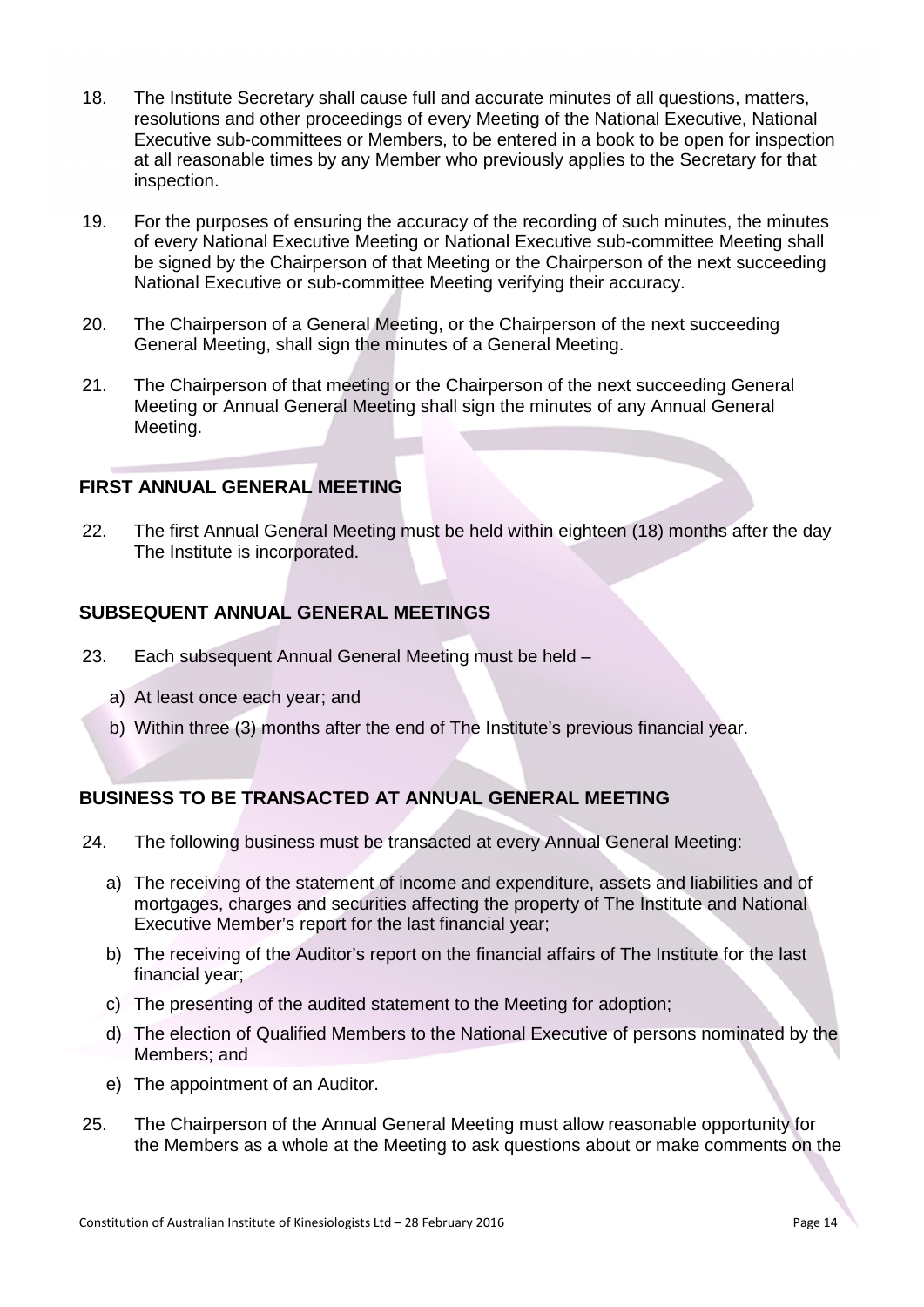18. The Institute Secretary shall cause full and accurate minutes of all questions, matters, resolutions and other proceedings of every Meeting of the National Executive, National Executive sub-committees or Members, to be entered in a book to be open for inspection at all reasonable times by any Member who previously applies to the Secretary for that inspection.

19. For the purposes of ensuring the accuracy of the recording of such minutes, the minutes of every National Executive Meeting or National Executive sub-committee Meeting shall be signed by the Chairperson of that Meeting or the Chairperson of the next succeeding National Executive or sub-committee Meeting verifying their accuracy.

20. The Chairperson of a General Meeting, or the Chairperson of the next succeeding General Meeting, shall sign the minutes of a General Meeting.

21. The Chairperson of that meeting or the Chairperson of the next succeeding General Meeting or Annual General Meeting shall sign the minutes of any Annual General Meeting.

## FIRST ANNUAL GENERAL MEETING

22. The first Annual General Meeting must be held within eighteen (18) months after the day The Institute is incorporated.

## SUBSEQUENT ANNUAL GENERAL MEETINGS

23. Each subsequent Annual General Meeting must be held –

    a) At least once each year; and
    b) Within three (3) months after the end of The Institute's previous financial year.

## BUSINESS TO BE TRANSACTED AT ANNUAL GENERAL MEETING

24. The following business must be transacted at every Annual General Meeting:

    a) The receiving of the statement of income and expenditure, assets and liabilities and of mortgages, charges and securities affecting the property of The Institute and National Executive Member's report for the last financial year;
    b) The receiving of the Auditor's report on the financial affairs of The Institute for the last financial year;
    c) The presenting of the audited statement to the Meeting for adoption;
    d) The election of Qualified Members to the National Executive of persons nominated by the Members; and
    e) The appointment of an Auditor.

25. The Chairperson of the Annual General Meeting must allow reasonable opportunity for the Members as a whole at the Meeting to ask questions about or make comments on the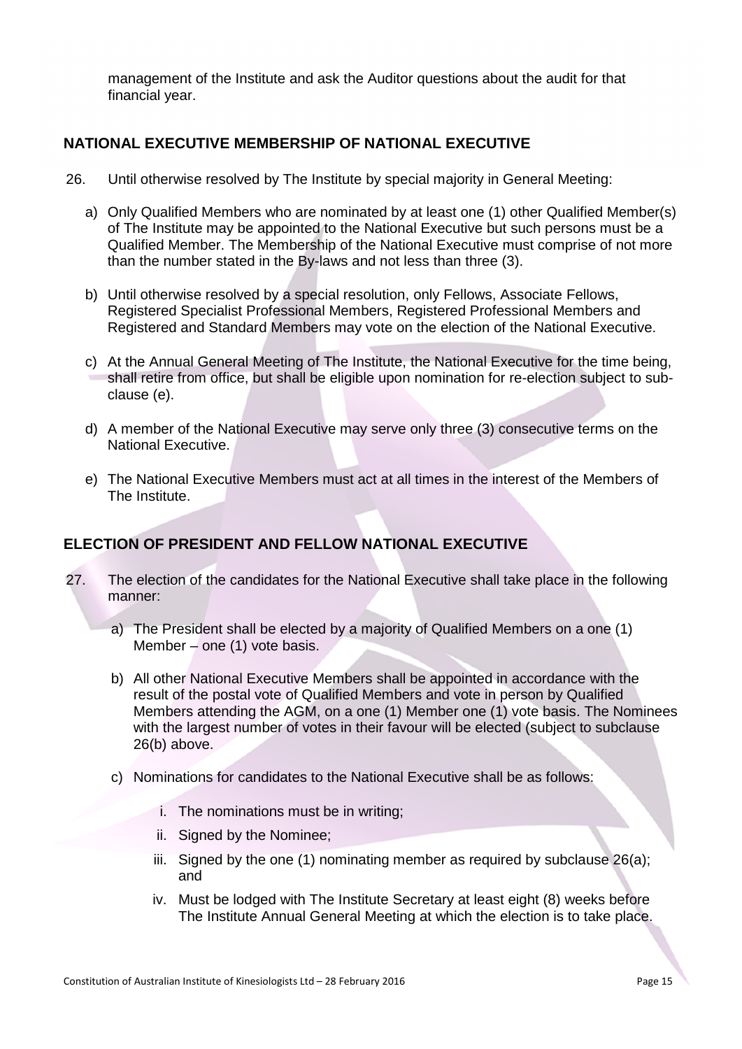management of the Institute and ask the Auditor questions about the audit for that financial year.

## NATIONAL EXECUTIVE MEMBERSHIP OF NATIONAL EXECUTIVE

26. Until otherwise resolved by The Institute by special majority in General Meeting:

   a) Only Qualified Members who are nominated by at least one (1) other Qualified Member(s) of The Institute may be appointed to the National Executive but such persons must be a Qualified Member. The Membership of the National Executive must comprise of not more than the number stated in the By-laws and not less than three (3).

   b) Until otherwise resolved by a special resolution, only Fellows, Associate Fellows, Registered Specialist Professional Members, Registered Professional Members and Registered and Standard Members may vote on the election of the National Executive.

   c) At the Annual General Meeting of The Institute, the National Executive for the time being, shall retire from office, but shall be eligible upon nomination for re-election subject to sub-clause (e).

   d) A member of the National Executive may serve only three (3) consecutive terms on the National Executive.

   e) The National Executive Members must act at all times in the interest of the Members of The Institute.

## ELECTION OF PRESIDENT AND FELLOW NATIONAL EXECUTIVE

27. The election of the candidates for the National Executive shall take place in the following manner:

   a) The President shall be elected by a majority of Qualified Members on a one (1) Member – one (1) vote basis.

   b) All other National Executive Members shall be appointed in accordance with the result of the postal vote of Qualified Members and vote in person by Qualified Members attending the AGM, on a one (1) Member one (1) vote basis. The Nominees with the largest number of votes in their favour will be elected (subject to subclause 26(b) above.

   c) Nominations for candidates to the National Executive shall be as follows:

      i. The nominations must be in writing;

      ii. Signed by the Nominee;

      iii. Signed by the one (1) nominating member as required by subclause 26(a); and

      iv. Must be lodged with The Institute Secretary at least eight (8) weeks before The Institute Annual General Meeting at which the election is to take place.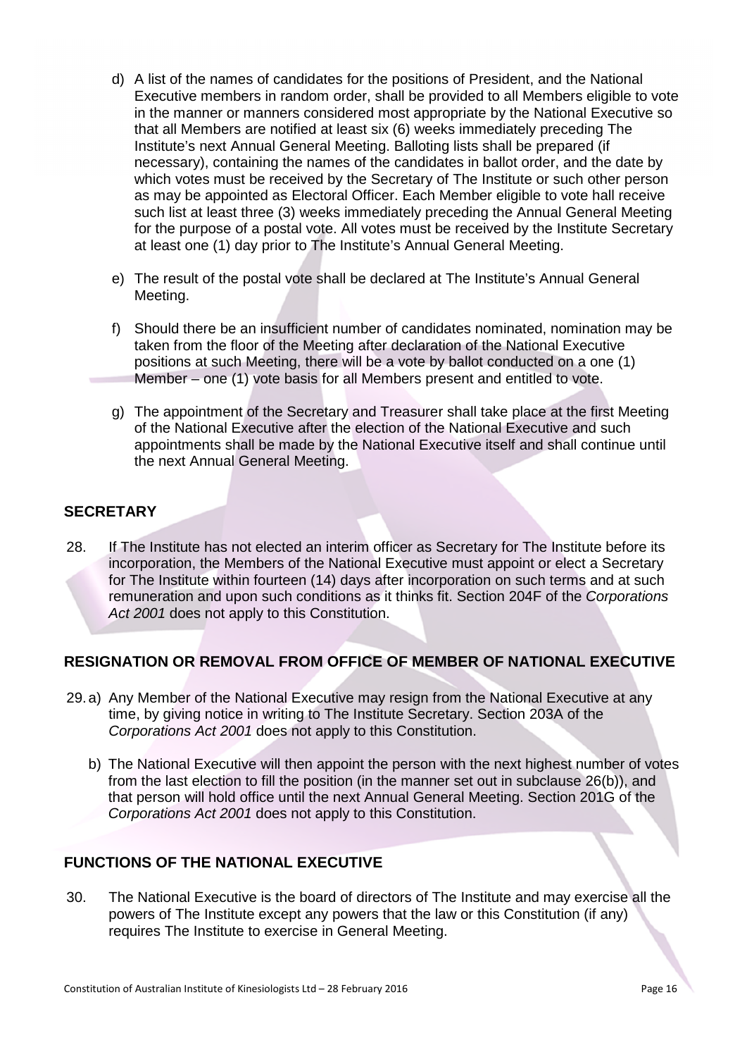d) A list of the names of candidates for the positions of President, and the National Executive members in random order, shall be provided to all Members eligible to vote in the manner or manners considered most appropriate by the National Executive so that all Members are notified at least six (6) weeks immediately preceding The Institute's next Annual General Meeting. Balloting lists shall be prepared (if necessary), containing the names of the candidates in ballot order, and the date by which votes must be received by the Secretary of The Institute or such other person as may be appointed as Electoral Officer. Each Member eligible to vote hall receive such list at least three (3) weeks immediately preceding the Annual General Meeting for the purpose of a postal vote. All votes must be received by the Institute Secretary at least one (1) day prior to The Institute's Annual General Meeting.

e) The result of the postal vote shall be declared at The Institute's Annual General Meeting.

f) Should there be an insufficient number of candidates nominated, nomination may be taken from the floor of the Meeting after declaration of the National Executive positions at such Meeting, there will be a vote by ballot conducted on a one (1) Member – one (1) vote basis for all Members present and entitled to vote.

g) The appointment of the Secretary and Treasurer shall take place at the first Meeting of the National Executive after the election of the National Executive and such appointments shall be made by the National Executive itself and shall continue until the next Annual General Meeting.

## SECRETARY

28. If The Institute has not elected an interim officer as Secretary for The Institute before its incorporation, the Members of the National Executive must appoint or elect a Secretary for The Institute within fourteen (14) days after incorporation on such terms and at such remuneration and upon such conditions as it thinks fit. Section 204F of the *Corporations Act 2001* does not apply to this Constitution.

## RESIGNATION OR REMOVAL FROM OFFICE OF MEMBER OF NATIONAL EXECUTIVE

29. a) Any Member of the National Executive may resign from the National Executive at any time, by giving notice in writing to The Institute Secretary. Section 203A of the *Corporations Act 2001* does not apply to this Constitution.

b) The National Executive will then appoint the person with the next highest number of votes from the last election to fill the position (in the manner set out in subclause 26(b)), and that person will hold office until the next Annual General Meeting. Section 201G of the *Corporations Act 2001* does not apply to this Constitution.

## FUNCTIONS OF THE NATIONAL EXECUTIVE

30. The National Executive is the board of directors of The Institute and may exercise all the powers of The Institute except any powers that the law or this Constitution (if any) requires The Institute to exercise in General Meeting.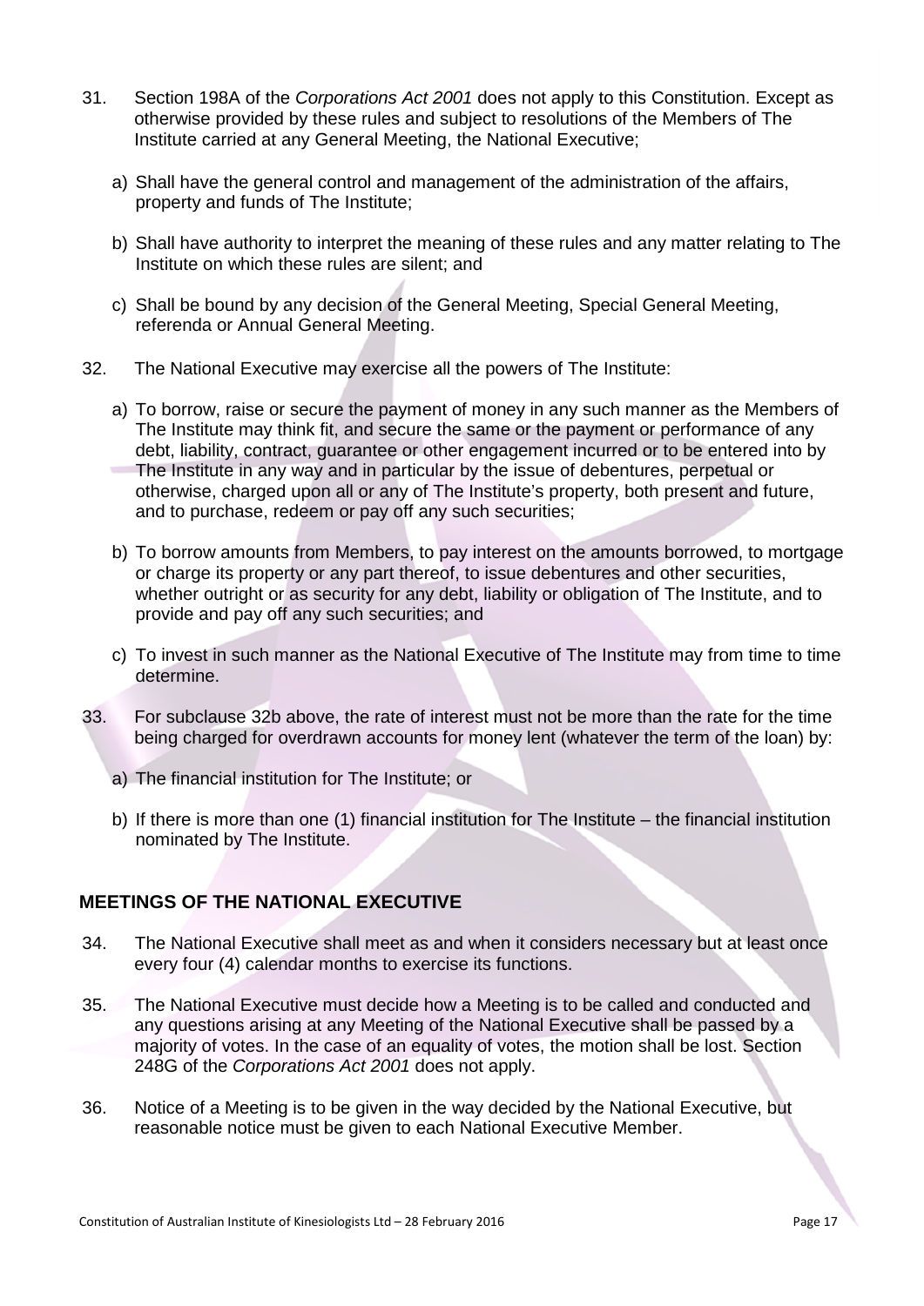31. Section 198A of the *Corporations Act 2001* does not apply to this Constitution. Except as otherwise provided by these rules and subject to resolutions of the Members of The Institute carried at any General Meeting, the National Executive;

    a) Shall have the general control and management of the administration of the affairs, property and funds of The Institute;

    b) Shall have authority to interpret the meaning of these rules and any matter relating to The Institute on which these rules are silent; and

    c) Shall be bound by any decision of the General Meeting, Special General Meeting, referenda or Annual General Meeting.

32. The National Executive may exercise all the powers of The Institute:

    a) To borrow, raise or secure the payment of money in any such manner as the Members of The Institute may think fit, and secure the same or the payment or performance of any debt, liability, contract, guarantee or other engagement incurred or to be entered into by The Institute in any way and in particular by the issue of debentures, perpetual or otherwise, charged upon all or any of The Institute's property, both present and future, and to purchase, redeem or pay off any such securities;

    b) To borrow amounts from Members, to pay interest on the amounts borrowed, to mortgage or charge its property or any part thereof, to issue debentures and other securities, whether outright or as security for any debt, liability or obligation of The Institute, and to provide and pay off any such securities; and

    c) To invest in such manner as the National Executive of The Institute may from time to time determine.

33. For subclause 32b above, the rate of interest must not be more than the rate for the time being charged for overdrawn accounts for money lent (whatever the term of the loan) by:

    a) The financial institution for The Institute; or

    b) If there is more than one (1) financial institution for The Institute – the financial institution nominated by The Institute.

## MEETINGS OF THE NATIONAL EXECUTIVE

34. The National Executive shall meet as and when it considers necessary but at least once every four (4) calendar months to exercise its functions.

35. The National Executive must decide how a Meeting is to be called and conducted and any questions arising at any Meeting of the National Executive shall be passed by a majority of votes. In the case of an equality of votes, the motion shall be lost. Section 248G of the *Corporations Act 2001* does not apply.

36. Notice of a Meeting is to be given in the way decided by the National Executive, but reasonable notice must be given to each National Executive Member.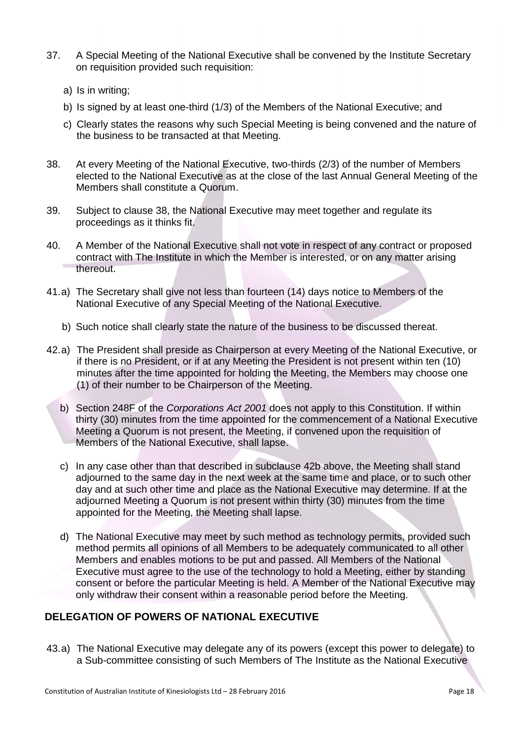37. A Special Meeting of the National Executive shall be convened by the Institute Secretary on requisition provided such requisition:

   a) Is in writing;

   b) Is signed by at least one-third (1/3) of the Members of the National Executive; and

   c) Clearly states the reasons why such Special Meeting is being convened and the nature of the business to be transacted at that Meeting.

38. At every Meeting of the National Executive, two-thirds (2/3) of the number of Members elected to the National Executive as at the close of the last Annual General Meeting of the Members shall constitute a Quorum.

39. Subject to clause 38, the National Executive may meet together and regulate its proceedings as it thinks fit.

40. A Member of the National Executive shall not vote in respect of any contract or proposed contract with The Institute in which the Member is interested, or on any matter arising thereout.

41. a) The Secretary shall give not less than fourteen (14) days notice to Members of the National Executive of any Special Meeting of the National Executive.

   b) Such notice shall clearly state the nature of the business to be discussed thereat.

42. a) The President shall preside as Chairperson at every Meeting of the National Executive, or if there is no President, or if at any Meeting the President is not present within ten (10) minutes after the time appointed for holding the Meeting, the Members may choose one (1) of their number to be Chairperson of the Meeting.

   b) Section 248F of the *Corporations Act 2001* does not apply to this Constitution. If within thirty (30) minutes from the time appointed for the commencement of a National Executive Meeting a Quorum is not present, the Meeting, if convened upon the requisition of Members of the National Executive, shall lapse.

   c) In any case other than that described in subclause 42b above, the Meeting shall stand adjourned to the same day in the next week at the same time and place, or to such other day and at such other time and place as the National Executive may determine. If at the adjourned Meeting a Quorum is not present within thirty (30) minutes from the time appointed for the Meeting, the Meeting shall lapse.

   d) The National Executive may meet by such method as technology permits, provided such method permits all opinions of all Members to be adequately communicated to all other Members and enables motions to be put and passed. All Members of the National Executive must agree to the use of the technology to hold a Meeting, either by standing consent or before the particular Meeting is held. A Member of the National Executive may only withdraw their consent within a reasonable period before the Meeting.

## DELEGATION OF POWERS OF NATIONAL EXECUTIVE

43. a) The National Executive may delegate any of its powers (except this power to delegate) to a Sub-committee consisting of such Members of The Institute as the National Executive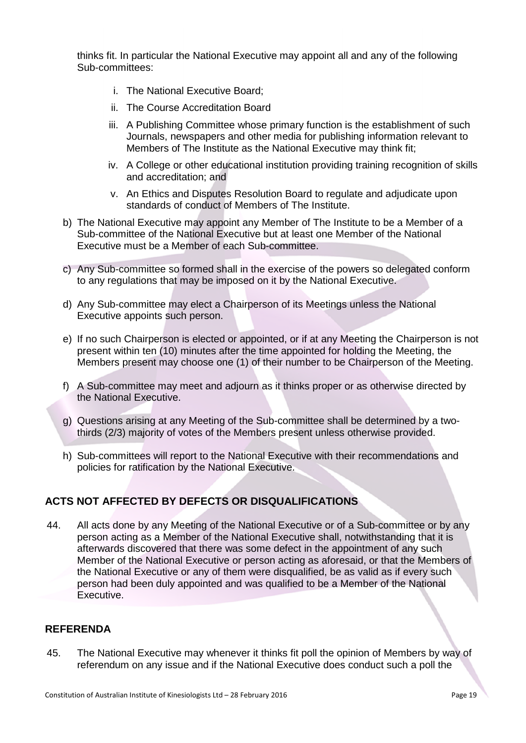thinks fit. In particular the National Executive may appoint all and any of the following Sub-committees:

i. The National Executive Board;
ii. The Course Accreditation Board
iii. A Publishing Committee whose primary function is the establishment of such Journals, newspapers and other media for publishing information relevant to Members of The Institute as the National Executive may think fit;
iv. A College or other educational institution providing training recognition of skills and accreditation; and
v. An Ethics and Disputes Resolution Board to regulate and adjudicate upon standards of conduct of Members of The Institute.

b) The National Executive may appoint any Member of The Institute to be a Member of a Sub-committee of the National Executive but at least one Member of the National Executive must be a Member of each Sub-committee.

c) Any Sub-committee so formed shall in the exercise of the powers so delegated conform to any regulations that may be imposed on it by the National Executive.

d) Any Sub-committee may elect a Chairperson of its Meetings unless the National Executive appoints such person.

e) If no such Chairperson is elected or appointed, or if at any Meeting the Chairperson is not present within ten (10) minutes after the time appointed for holding the Meeting, the Members present may choose one (1) of their number to be Chairperson of the Meeting.

f) A Sub-committee may meet and adjourn as it thinks proper or as otherwise directed by the National Executive.

g) Questions arising at any Meeting of the Sub-committee shall be determined by a two-thirds (2/3) majority of votes of the Members present unless otherwise provided.

h) Sub-committees will report to the National Executive with their recommendations and policies for ratification by the National Executive.

## ACTS NOT AFFECTED BY DEFECTS OR DISQUALIFICATIONS

44. All acts done by any Meeting of the National Executive or of a Sub-committee or by any person acting as a Member of the National Executive shall, notwithstanding that it is afterwards discovered that there was some defect in the appointment of any such Member of the National Executive or person acting as aforesaid, or that the Members of the National Executive or any of them were disqualified, be as valid as if every such person had been duly appointed and was qualified to be a Member of the National Executive.

## REFERENDA

45. The National Executive may whenever it thinks fit poll the opinion of Members by way of referendum on any issue and if the National Executive does conduct such a poll the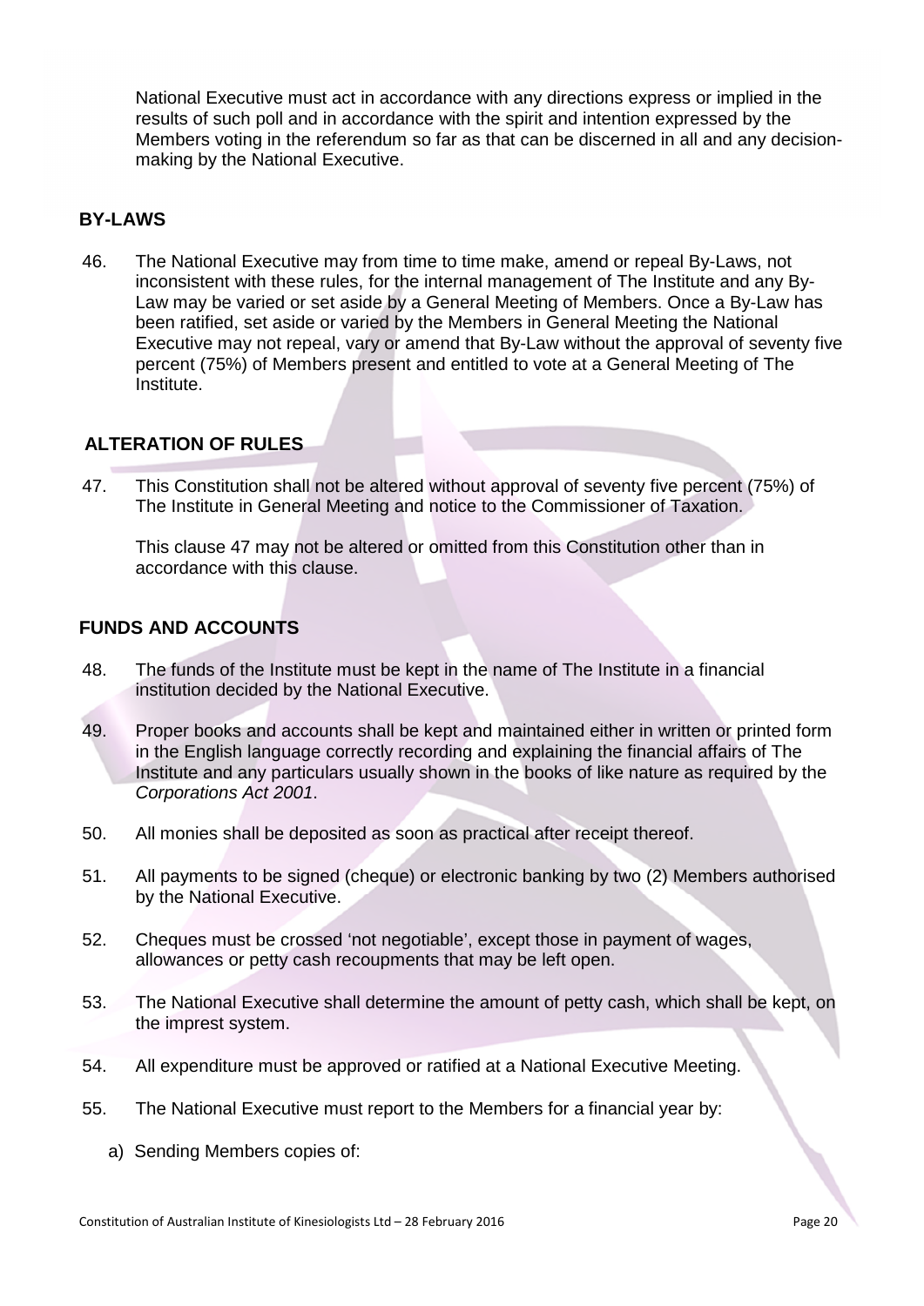National Executive must act in accordance with any directions express or implied in the results of such poll and in accordance with the spirit and intention expressed by the Members voting in the referendum so far as that can be discerned in all and any decision-making by the National Executive.

## BY-LAWS

46. The National Executive may from time to time make, amend or repeal By-Laws, not inconsistent with these rules, for the internal management of The Institute and any By-Law may be varied or set aside by a General Meeting of Members. Once a By-Law has been ratified, set aside or varied by the Members in General Meeting the National Executive may not repeal, vary or amend that By-Law without the approval of seventy five percent (75%) of Members present and entitled to vote at a General Meeting of The Institute.

## ALTERATION OF RULES

47. This Constitution shall not be altered without approval of seventy five percent (75%) of The Institute in General Meeting and notice to the Commissioner of Taxation.

    This clause 47 may not be altered or omitted from this Constitution other than in accordance with this clause.

## FUNDS AND ACCOUNTS

48. The funds of the Institute must be kept in the name of The Institute in a financial institution decided by the National Executive.

49. Proper books and accounts shall be kept and maintained either in written or printed form in the English language correctly recording and explaining the financial affairs of The Institute and any particulars usually shown in the books of like nature as required by the *Corporations Act 2001*.

50. All monies shall be deposited as soon as practical after receipt thereof.

51. All payments to be signed (cheque) or electronic banking by two (2) Members authorised by the National Executive.

52. Cheques must be crossed 'not negotiable', except those in payment of wages, allowances or petty cash recoupments that may be left open.

53. The National Executive shall determine the amount of petty cash, which shall be kept, on the imprest system.

54. All expenditure must be approved or ratified at a National Executive Meeting.

55. The National Executive must report to the Members for a financial year by:

    a) Sending Members copies of: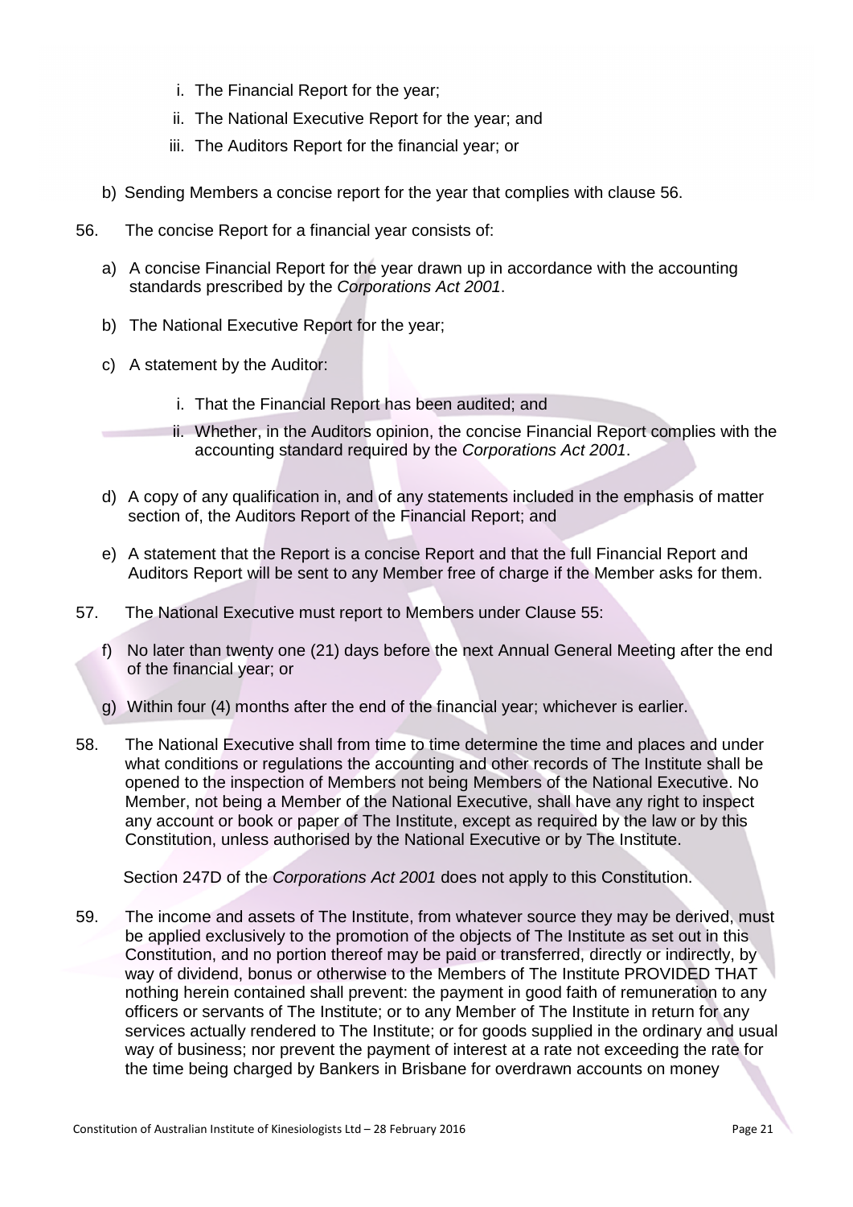i. The Financial Report for the year;
   ii. The National Executive Report for the year; and
   iii. The Auditors Report for the financial year; or

b) Sending Members a concise report for the year that complies with clause 56.

56. The concise Report for a financial year consists of:

   a) A concise Financial Report for the year drawn up in accordance with the accounting standards prescribed by the *Corporations Act 2001*.

   b) The National Executive Report for the year;

   c) A statement by the Auditor:

      i. That the Financial Report has been audited; and

      ii. Whether, in the Auditors opinion, the concise Financial Report complies with the accounting standard required by the *Corporations Act 2001*.

   d) A copy of any qualification in, and of any statements included in the emphasis of matter section of, the Auditors Report of the Financial Report; and

   e) A statement that the Report is a concise Report and that the full Financial Report and Auditors Report will be sent to any Member free of charge if the Member asks for them.

57. The National Executive must report to Members under Clause 55:

   f) No later than twenty one (21) days before the next Annual General Meeting after the end of the financial year; or

   g) Within four (4) months after the end of the financial year; whichever is earlier.

58. The National Executive shall from time to time determine the time and places and under what conditions or regulations the accounting and other records of The Institute shall be opened to the inspection of Members not being Members of the National Executive. No Member, not being a Member of the National Executive, shall have any right to inspect any account or book or paper of The Institute, except as required by the law or by this Constitution, unless authorised by the National Executive or by The Institute.

   Section 247D of the *Corporations Act 2001* does not apply to this Constitution.

59. The income and assets of The Institute, from whatever source they may be derived, must be applied exclusively to the promotion of the objects of The Institute as set out in this Constitution, and no portion thereof may be paid or transferred, directly or indirectly, by way of dividend, bonus or otherwise to the Members of The Institute PROVIDED THAT nothing herein contained shall prevent: the payment in good faith of remuneration to any officers or servants of The Institute; or to any Member of The Institute in return for any services actually rendered to The Institute; or for goods supplied in the ordinary and usual way of business; nor prevent the payment of interest at a rate not exceeding the rate for the time being charged by Bankers in Brisbane for overdrawn accounts on money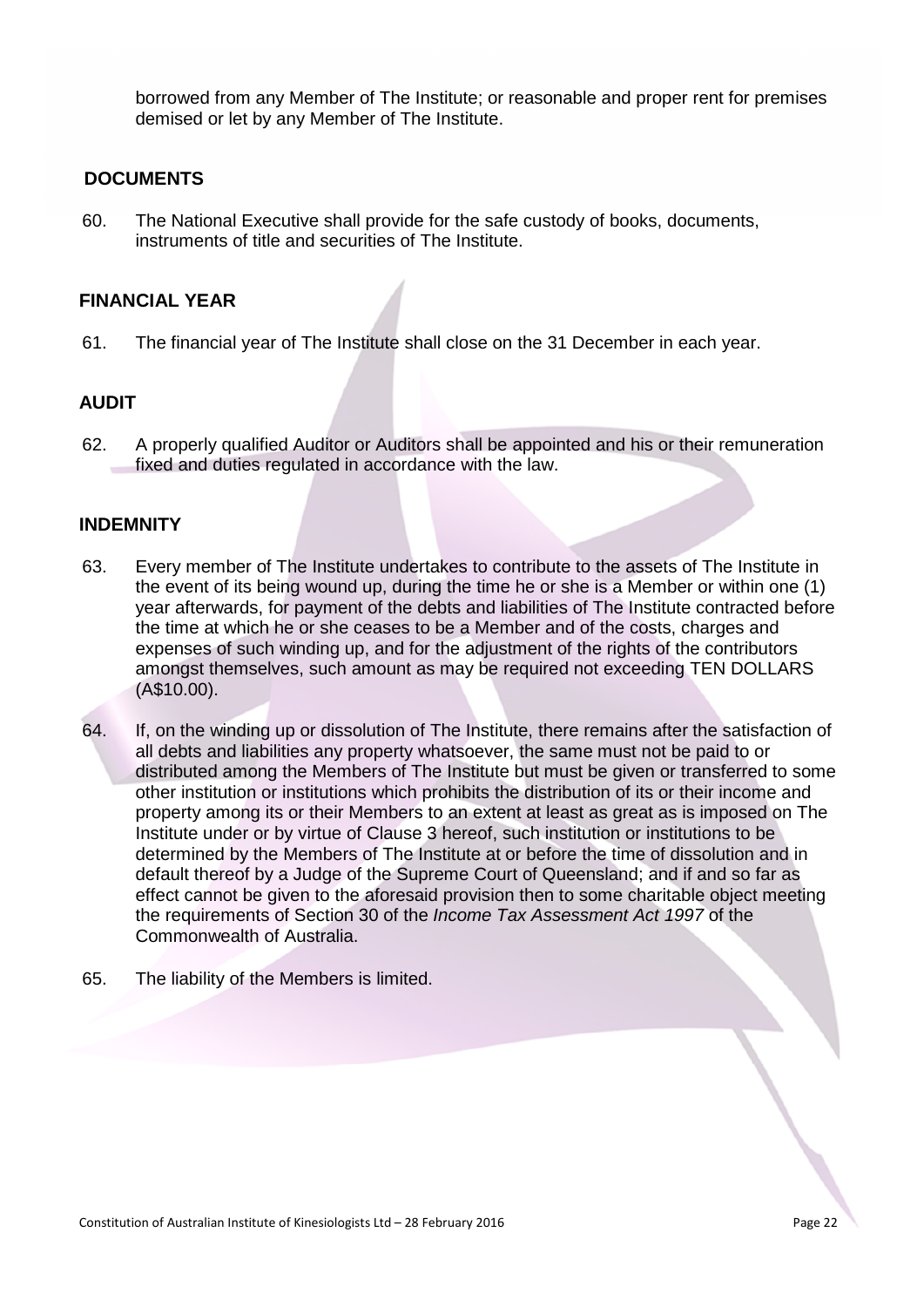borrowed from any Member of The Institute; or reasonable and proper rent for premises demised or let by any Member of The Institute.

## DOCUMENTS

60. The National Executive shall provide for the safe custody of books, documents, instruments of title and securities of The Institute.

## FINANCIAL YEAR

61. The financial year of The Institute shall close on the 31 December in each year.

## AUDIT

62. A properly qualified Auditor or Auditors shall be appointed and his or their remuneration fixed and duties regulated in accordance with the law.

## INDEMNITY

63. Every member of The Institute undertakes to contribute to the assets of The Institute in the event of its being wound up, during the time he or she is a Member or within one (1) year afterwards, for payment of the debts and liabilities of The Institute contracted before the time at which he or she ceases to be a Member and of the costs, charges and expenses of such winding up, and for the adjustment of the rights of the contributors amongst themselves, such amount as may be required not exceeding TEN DOLLARS (A$10.00).

64. If, on the winding up or dissolution of The Institute, there remains after the satisfaction of all debts and liabilities any property whatsoever, the same must not be paid to or distributed among the Members of The Institute but must be given or transferred to some other institution or institutions which prohibits the distribution of its or their income and property among its or their Members to an extent at least as great as is imposed on The Institute under or by virtue of Clause 3 hereof, such institution or institutions to be determined by the Members of The Institute at or before the time of dissolution and in default thereof by a Judge of the Supreme Court of Queensland; and if and so far as effect cannot be given to the aforesaid provision then to some charitable object meeting the requirements of Section 30 of the *Income Tax Assessment Act 1997* of the Commonwealth of Australia.

65. The liability of the Members is limited.